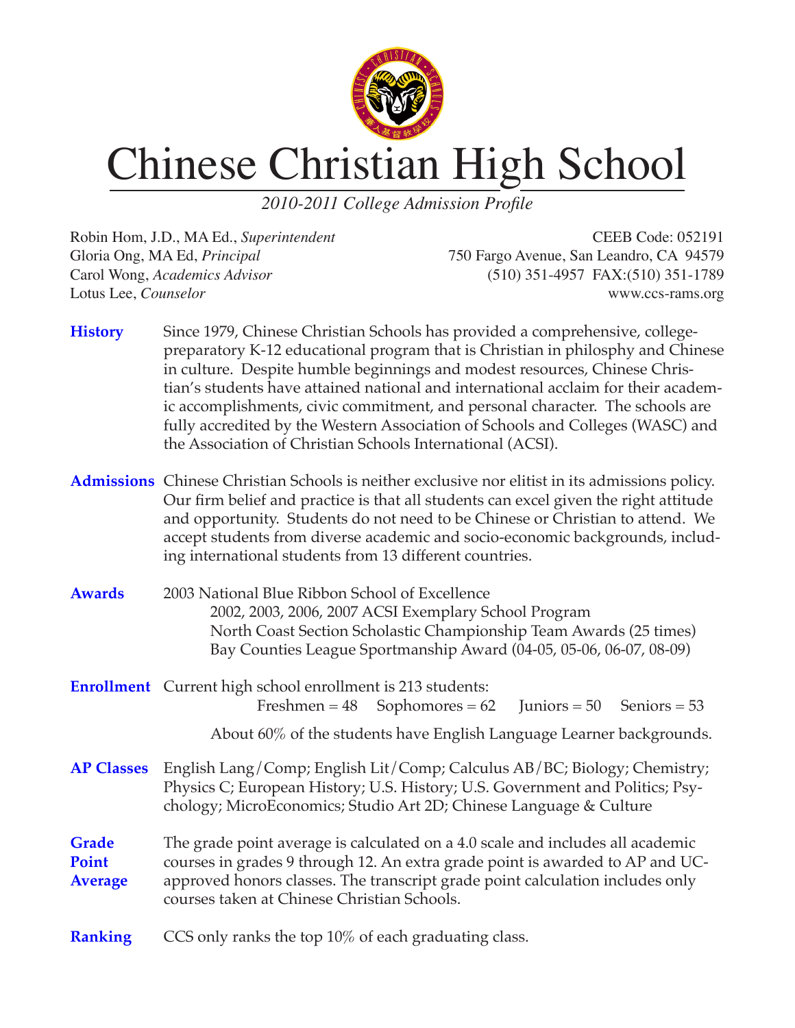# Chinese Christian High School

*2010-2011 College Admission Profile*

Robin Hom, J.D., MA Ed., *Superintendent*
Gloria Ong, MA Ed, *Principal*
Carol Wong, *Academics Advisor*
Lotus Lee, *Counselor*

CEEB Code: 052191
750 Fargo Avenue, San Leandro, CA 94579
(510) 351-4957 FAX:(510) 351-1789
www.ccs-rams.org

**History**

Since 1979, Chinese Christian Schools has provided a comprehensive, college-preparatory K-12 educational program that is Christian in philosphy and Chinese in culture. Despite humble beginnings and modest resources, Chinese Christian's students have attained national and international acclaim for their academic accomplishments, civic commitment, and personal character. The schools are fully accredited by the Western Association of Schools and Colleges (WASC) and the Association of Christian Schools International (ACSI).

**Admissions**

Chinese Christian Schools is neither exclusive nor elitist in its admissions policy. Our firm belief and practice is that all students can excel given the right attitude and opportunity. Students do not need to be Chinese or Christian to attend. We accept students from diverse academic and socio-economic backgrounds, including international students from 13 different countries.

**Awards**

2003 National Blue Ribbon School of Excellence
2002, 2003, 2006, 2007 ACSI Exemplary School Program
North Coast Section Scholastic Championship Team Awards (25 times)
Bay Counties League Sportmanship Award (04-05, 05-06, 06-07, 08-09)

**Enrollment**

Current high school enrollment is 213 students:
Freshmen = 48 Sophomores = 62 Juniors = 50 Seniors = 53

About 60% of the students have English Language Learner backgrounds.

**AP Classes**

English Lang/Comp; English Lit/Comp; Calculus AB/BC; Biology; Chemistry; Physics C; European History; U.S. History; U.S. Government and Politics; Psychology; MicroEconomics; Studio Art 2D; Chinese Language & Culture

**Grade Point Average**

The grade point average is calculated on a 4.0 scale and includes all academic courses in grades 9 through 12. An extra grade point is awarded to AP and UC-approved honors classes. The transcript grade point calculation includes only courses taken at Chinese Christian Schools.

**Ranking**

CCS only ranks the top 10% of each graduating class.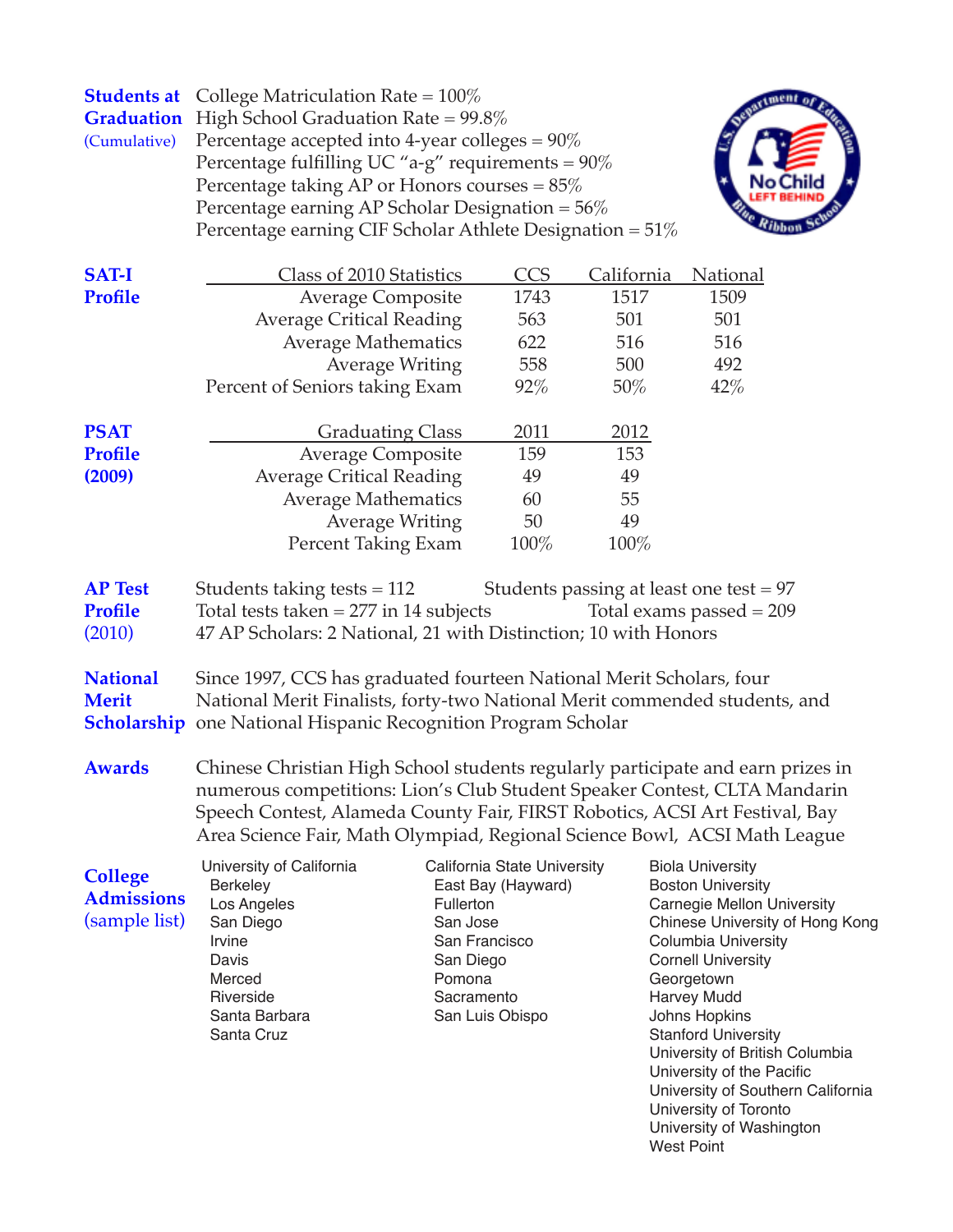## Students at Graduation (Cumulative)

College Matriculation Rate = 100%
High School Graduation Rate = 99.8%
Percentage accepted into 4-year colleges = 90%
Percentage fulfilling UC "a-g" requirements = 90%
Percentage taking AP or Honors courses = 85%
Percentage earning AP Scholar Designation = 56%
Percentage earning CIF Scholar Athlete Designation = 51%

## SAT-I Profile

| Class of 2010 Statistics | CCS | California | National |
|---|---|---|---|
| Average Composite | 1743 | 1517 | 1509 |
| Average Critical Reading | 563 | 501 | 501 |
| Average Mathematics | 622 | 516 | 516 |
| Average Writing | 558 | 500 | 492 |
| Percent of Seniors taking Exam | 92% | 50% | 42% |

## PSAT Profile (2009)

| Graduating Class | 2011 | 2012 |
|---|---|---|
| Average Composite | 159 | 153 |
| Average Critical Reading | 49 | 49 |
| Average Mathematics | 60 | 55 |
| Average Writing | 50 | 49 |
| Percent Taking Exam | 100% | 100% |

## AP Test Profile (2010)

Students taking tests = 112 Students passing at least one test = 97
Total tests taken = 277 in 14 subjects Total exams passed = 209
47 AP Scholars: 2 National, 21 with Distinction; 10 with Honors

## National Merit Scholarship

Since 1997, CCS has graduated fourteen National Merit Scholars, four National Merit Finalists, forty-two National Merit commended students, and one National Hispanic Recognition Program Scholar

## Awards

Chinese Christian High School students regularly participate and earn prizes in numerous competitions: Lion's Club Student Speaker Contest, CLTA Mandarin Speech Contest, Alameda County Fair, FIRST Robotics, ACSI Art Festival, Bay Area Science Fair, Math Olympiad, Regional Science Bowl, ACSI Math League

## College Admissions (sample list)

University of California
- Berkeley
- Los Angeles
- San Diego
- Irvine
- Davis
- Merced
- Riverside
- Santa Barbara
- Santa Cruz

California State University
- East Bay (Hayward)
- Fullerton
- San Jose
- San Francisco
- San Diego
- Pomona
- Sacramento
- San Luis Obispo

Biola University
Boston University
Carnegie Mellon University
Chinese University of Hong Kong
Columbia University
Cornell University
Georgetown
Harvey Mudd
Johns Hopkins
Stanford University
University of British Columbia
University of the Pacific
University of Southern California
University of Toronto
University of Washington
West Point